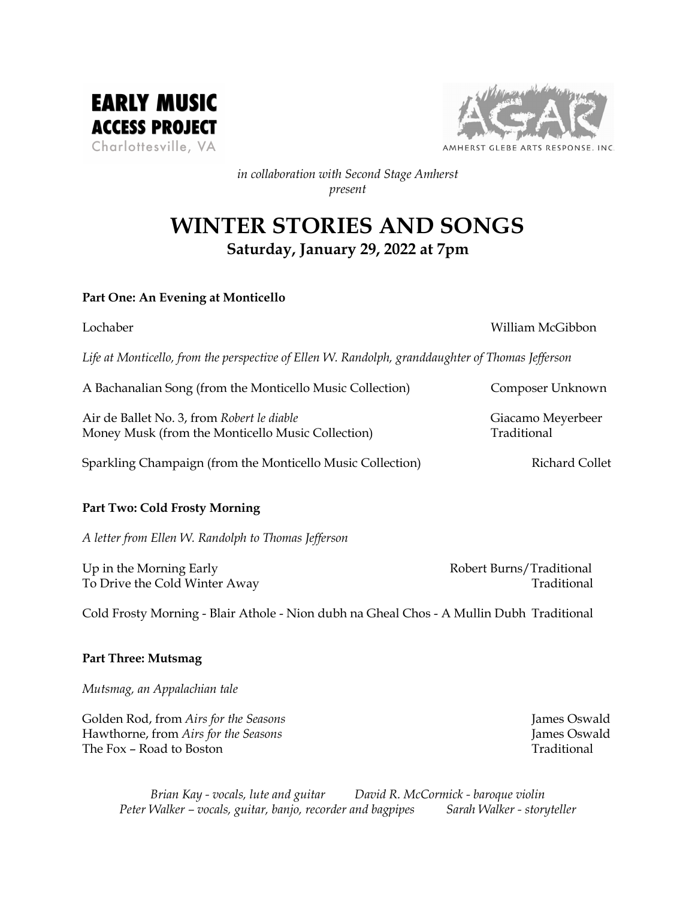**EARLY MUSIC ACCESS PROJECT**
Charlottesville, VA

AGAR
AMHERST GLEBE ARTS RESPONSE, INC.

*in collaboration with Second Stage Amherst present*

# WINTER STORIES AND SONGS

**Saturday, January 29, 2022 at 7pm**

**Part One: An Evening at Monticello**

Lochaber — William McGibbon

*Life at Monticello, from the perspective of Ellen W. Randolph, granddaughter of Thomas Jefferson*

A Bachanalian Song (from the Monticello Music Collection) — Composer Unknown

Air de Ballet No. 3, from *Robert le diable* — Giacamo Meyerbeer
Money Musk (from the Monticello Music Collection) — Traditional

Sparkling Champaign (from the Monticello Music Collection) — Richard Collet

**Part Two: Cold Frosty Morning**

*A letter from Ellen W. Randolph to Thomas Jefferson*

Up in the Morning Early — Robert Burns/Traditional
To Drive the Cold Winter Away — Traditional

Cold Frosty Morning - Blair Athole - Nion dubh na Gheal Chos - A Mullin Dubh — Traditional

**Part Three: Mutsmag**

*Mutsmag, an Appalachian tale*

Golden Rod, from *Airs for the Seasons* — James Oswald
Hawthorne, from *Airs for the Seasons* — James Oswald
The Fox – Road to Boston — Traditional

*Brian Kay - vocals, lute and guitar* *David R. McCormick - baroque violin*
*Peter Walker – vocals, guitar, banjo, recorder and bagpipes* *Sarah Walker - storyteller*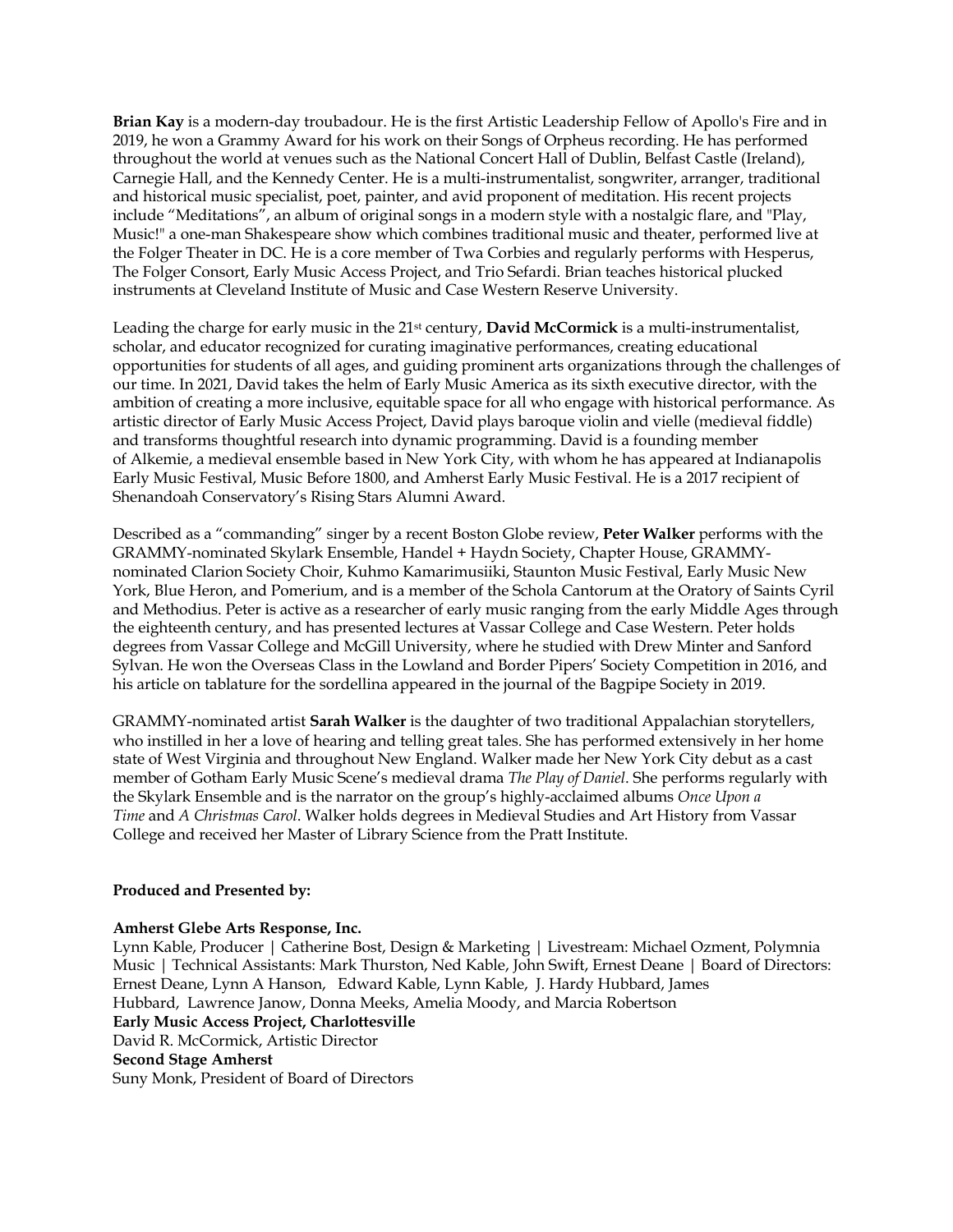**Brian Kay** is a modern-day troubadour. He is the first Artistic Leadership Fellow of Apollo's Fire and in 2019, he won a Grammy Award for his work on their Songs of Orpheus recording. He has performed throughout the world at venues such as the National Concert Hall of Dublin, Belfast Castle (Ireland), Carnegie Hall, and the Kennedy Center. He is a multi-instrumentalist, songwriter, arranger, traditional and historical music specialist, poet, painter, and avid proponent of meditation. His recent projects include "Meditations", an album of original songs in a modern style with a nostalgic flare, and "Play, Music!" a one-man Shakespeare show which combines traditional music and theater, performed live at the Folger Theater in DC. He is a core member of Twa Corbies and regularly performs with Hesperus, The Folger Consort, Early Music Access Project, and Trio Sefardi. Brian teaches historical plucked instruments at Cleveland Institute of Music and Case Western Reserve University.

Leading the charge for early music in the 21st century, **David McCormick** is a multi-instrumentalist, scholar, and educator recognized for curating imaginative performances, creating educational opportunities for students of all ages, and guiding prominent arts organizations through the challenges of our time. In 2021, David takes the helm of Early Music America as its sixth executive director, with the ambition of creating a more inclusive, equitable space for all who engage with historical performance. As artistic director of Early Music Access Project, David plays baroque violin and vielle (medieval fiddle) and transforms thoughtful research into dynamic programming. David is a founding member of Alkemie, a medieval ensemble based in New York City, with whom he has appeared at Indianapolis Early Music Festival, Music Before 1800, and Amherst Early Music Festival. He is a 2017 recipient of Shenandoah Conservatory's Rising Stars Alumni Award.

Described as a "commanding" singer by a recent Boston Globe review, **Peter Walker** performs with the GRAMMY-nominated Skylark Ensemble, Handel + Haydn Society, Chapter House, GRAMMY-nominated Clarion Society Choir, Kuhmo Kamarimusiiki, Staunton Music Festival, Early Music New York, Blue Heron, and Pomerium, and is a member of the Schola Cantorum at the Oratory of Saints Cyril and Methodius. Peter is active as a researcher of early music ranging from the early Middle Ages through the eighteenth century, and has presented lectures at Vassar College and Case Western. Peter holds degrees from Vassar College and McGill University, where he studied with Drew Minter and Sanford Sylvan. He won the Overseas Class in the Lowland and Border Pipers' Society Competition in 2016, and his article on tablature for the sordellina appeared in the journal of the Bagpipe Society in 2019.

GRAMMY-nominated artist **Sarah Walker** is the daughter of two traditional Appalachian storytellers, who instilled in her a love of hearing and telling great tales. She has performed extensively in her home state of West Virginia and throughout New England. Walker made her New York City debut as a cast member of Gotham Early Music Scene's medieval drama *The Play of Daniel*. She performs regularly with the Skylark Ensemble and is the narrator on the group's highly-acclaimed albums *Once Upon a Time* and *A Christmas Carol*. Walker holds degrees in Medieval Studies and Art History from Vassar College and received her Master of Library Science from the Pratt Institute.

**Produced and Presented by:**

**Amherst Glebe Arts Response, Inc.**
Lynn Kable, Producer | Catherine Bost, Design & Marketing | Livestream: Michael Ozment, Polymnia Music | Technical Assistants: Mark Thurston, Ned Kable, John Swift, Ernest Deane | Board of Directors: Ernest Deane, Lynn A Hanson, Edward Kable, Lynn Kable, J. Hardy Hubbard, James Hubbard, Lawrence Janow, Donna Meeks, Amelia Moody, and Marcia Robertson
**Early Music Access Project, Charlottesville**
David R. McCormick, Artistic Director
**Second Stage Amherst**
Suny Monk, President of Board of Directors